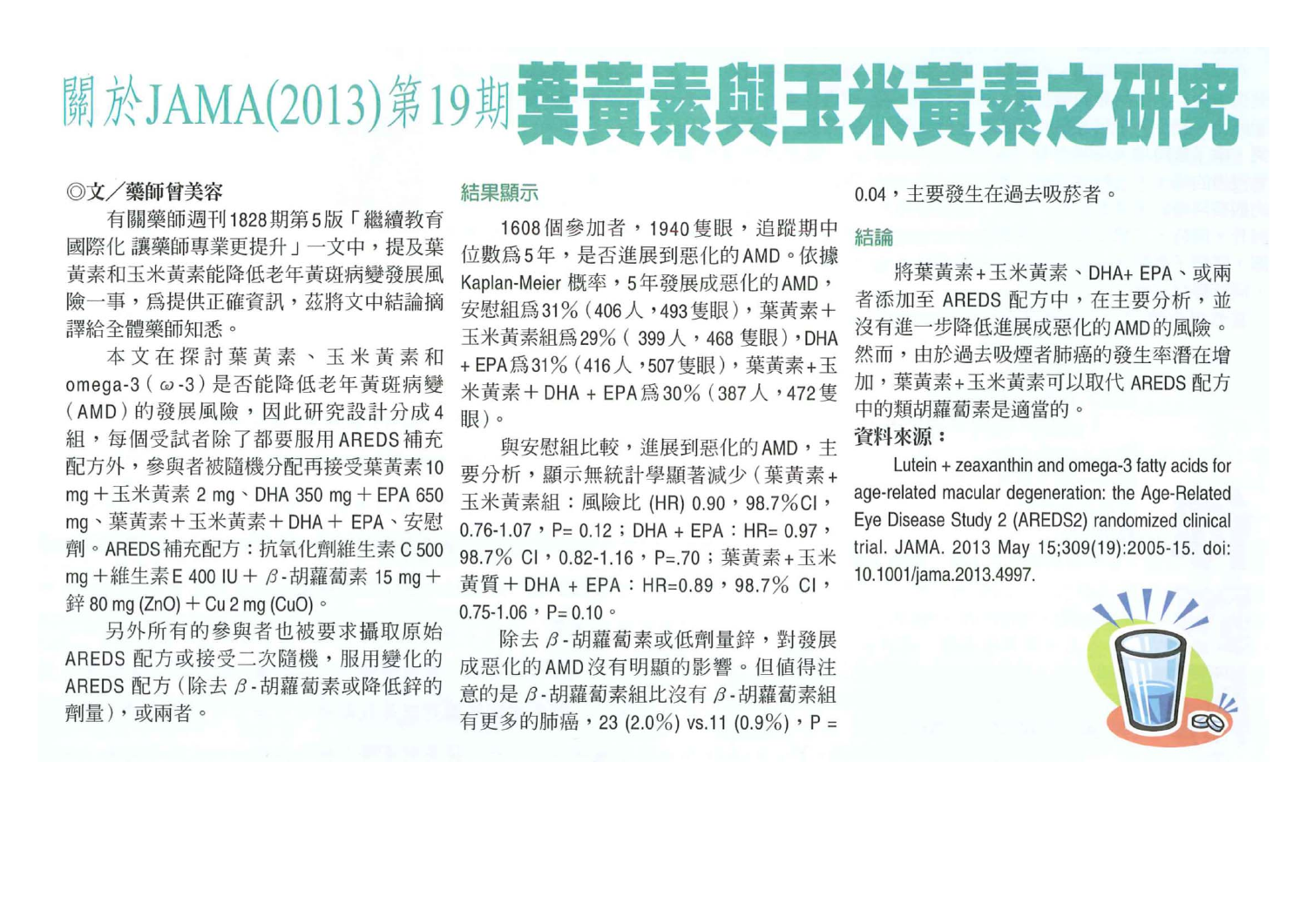# 關於JAMA(2013)第19期葉黃素與玉米黃素之研究

◎文／藥師曾美容

有關藥師週刊1828期第5版「繼續教育國際化 讓藥師專業更提升」一文中，提及葉黃素和玉米黃素能降低老年黃斑病變發展風險一事，爲提供正確資訊，茲將文中結論摘譯給全體藥師知悉。

本文在探討葉黃素、玉米黃素和omega-3（ω-3）是否能降低老年黃斑病變（AMD）的發展風險，因此研究設計分成4組，每個受試者除了都要服用AREDS補充配方外，參與者被隨機分配再接受葉黃素10 mg＋玉米黃素 2 mg、DHA 350 mg＋EPA 650 mg、葉黃素＋玉米黃素＋DHA＋ EPA、安慰劑。AREDS補充配方：抗氧化劑維生素 C 500 mg＋維生素E 400 IU＋ β-胡蘿蔔素 15 mg＋鋅 80 mg (ZnO)＋ Cu 2 mg (CuO)。

另外所有的參與者也被要求攝取原始AREDS 配方或接受二次隨機，服用變化的AREDS 配方（除去 β-胡蘿蔔素或降低鋅的劑量），或兩者。

## 結果顯示

1608個參加者，1940隻眼，追蹤期中位數爲5年，是否進展到惡化的AMD。依據Kaplan-Meier 概率，5年發展成惡化的AMD，安慰組爲31%（406人，493隻眼），葉黃素＋玉米黃素組爲29%（ 399人，468 隻眼），DHA＋EPA爲31%（416人，507隻眼），葉黃素＋玉米黃素＋DHA＋EPA爲30%（387人，472隻眼）。

與安慰組比較，進展到惡化的AMD，主要分析，顯示無統計學顯著減少（葉黃素＋玉米黃素組：風險比 (HR) 0.90，98.7%CI，0.76-1.07，P= 0.12；DHA＋EPA：HR= 0.97，98.7% CI，0.82-1.16，P=.70；葉黃素＋玉米黃質＋DHA＋EPA：HR=0.89，98.7% CI，0.75-1.06，P= 0.10。

除去 β-胡蘿蔔素或低劑量鋅，對發展成惡化的AMD沒有明顯的影響。但值得注意的是 β-胡蘿蔔素組比沒有 β-胡蘿蔔素組有更多的肺癌，23 (2.0%) vs.11 (0.9%)，P = 0.04，主要發生在過去吸菸者。

## 結論

將葉黃素＋玉米黃素、DHA+ EPA、或兩者添加至 AREDS 配方中，在主要分析，並沒有進一步降低進展成惡化的AMD的風險。然而，由於過去吸煙者肺癌的發生率潛在增加，葉黃素＋玉米黃素可以取代 AREDS 配方中的類胡蘿蔔素是適當的。

**資料來源：**

Lutein + zeaxanthin and omega-3 fatty acids for age-related macular degeneration: the Age-Related Eye Disease Study 2 (AREDS2) randomized clinical trial. JAMA. 2013 May 15;309(19):2005-15. doi: 10.1001/jama.2013.4997.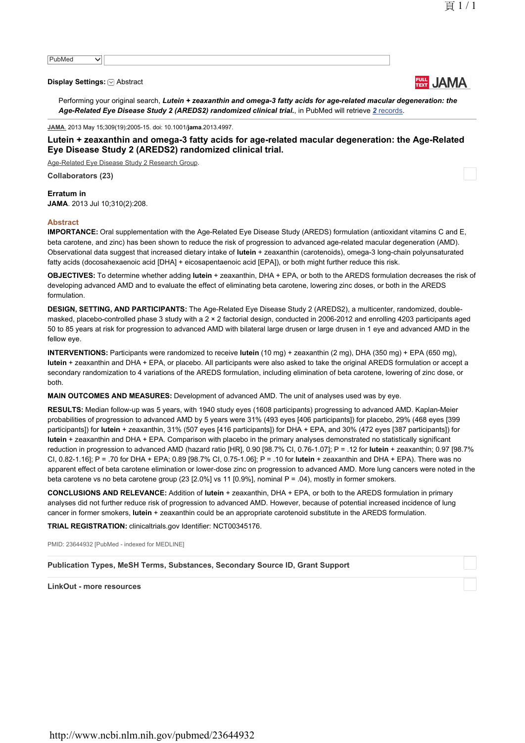PubMed

**Display Settings:** Abstract

Performing your original search, ***Lutein + zeaxanthin and omega-3 fatty acids for age-related macular degeneration: the Age-Related Eye Disease Study 2 (AREDS2) randomized clinical trial.***, in PubMed will retrieve **2** records.

JAMA. 2013 May 15;309(19):2005-15. doi: 10.1001/**jama**.2013.4997.

# Lutein + zeaxanthin and omega-3 fatty acids for age-related macular degeneration: the Age-Related Eye Disease Study 2 (AREDS2) randomized clinical trial.

Age-Related Eye Disease Study 2 Research Group.

**Collaborators (23)**

**Erratum in**

**JAMA**. 2013 Jul 10;310(2):208.

## Abstract

**IMPORTANCE:** Oral supplementation with the Age-Related Eye Disease Study (AREDS) formulation (antioxidant vitamins C and E, beta carotene, and zinc) has been shown to reduce the risk of progression to advanced age-related macular degeneration (AMD). Observational data suggest that increased dietary intake of **lutein** + zeaxanthin (carotenoids), omega-3 long-chain polyunsaturated fatty acids (docosahexaenoic acid [DHA] + eicosapentaenoic acid [EPA]), or both might further reduce this risk.

**OBJECTIVES:** To determine whether adding **lutein** + zeaxanthin, DHA + EPA, or both to the AREDS formulation decreases the risk of developing advanced AMD and to evaluate the effect of eliminating beta carotene, lowering zinc doses, or both in the AREDS formulation.

**DESIGN, SETTING, AND PARTICIPANTS:** The Age-Related Eye Disease Study 2 (AREDS2), a multicenter, randomized, double-masked, placebo-controlled phase 3 study with a 2 × 2 factorial design, conducted in 2006-2012 and enrolling 4203 participants aged 50 to 85 years at risk for progression to advanced AMD with bilateral large drusen or large drusen in 1 eye and advanced AMD in the fellow eye.

**INTERVENTIONS:** Participants were randomized to receive **lutein** (10 mg) + zeaxanthin (2 mg), DHA (350 mg) + EPA (650 mg), **lutein** + zeaxanthin and DHA + EPA, or placebo. All participants were also asked to take the original AREDS formulation or accept a secondary randomization to 4 variations of the AREDS formulation, including elimination of beta carotene, lowering of zinc dose, or both.

**MAIN OUTCOMES AND MEASURES:** Development of advanced AMD. The unit of analyses used was by eye.

**RESULTS:** Median follow-up was 5 years, with 1940 study eyes (1608 participants) progressing to advanced AMD. Kaplan-Meier probabilities of progression to advanced AMD by 5 years were 31% (493 eyes [406 participants]) for placebo, 29% (468 eyes [399 participants]) for **lutein** + zeaxanthin, 31% (507 eyes [416 participants]) for DHA + EPA, and 30% (472 eyes [387 participants]) for **lutein** + zeaxanthin and DHA + EPA. Comparison with placebo in the primary analyses demonstrated no statistically significant reduction in progression to advanced AMD (hazard ratio [HR], 0.90 [98.7% CI, 0.76-1.07]; P = .12 for **lutein** + zeaxanthin; 0.97 [98.7% CI, 0.82-1.16]; P = .70 for DHA + EPA; 0.89 [98.7% CI, 0.75-1.06]; P = .10 for **lutein** + zeaxanthin and DHA + EPA). There was no apparent effect of beta carotene elimination or lower-dose zinc on progression to advanced AMD. More lung cancers were noted in the beta carotene vs no beta carotene group (23 [2.0%] vs 11 [0.9%], nominal P = .04), mostly in former smokers.

**CONCLUSIONS AND RELEVANCE:** Addition of **lutein** + zeaxanthin, DHA + EPA, or both to the AREDS formulation in primary analyses did not further reduce risk of progression to advanced AMD. However, because of potential increased incidence of lung cancer in former smokers, **lutein** + zeaxanthin could be an appropriate carotenoid substitute in the AREDS formulation.

**TRIAL REGISTRATION:** clinicaltrials.gov Identifier: NCT00345176.

PMID: 23644932 [PubMed - indexed for MEDLINE]

**Publication Types, MeSH Terms, Substances, Secondary Source ID, Grant Support**

**LinkOut - more resources**